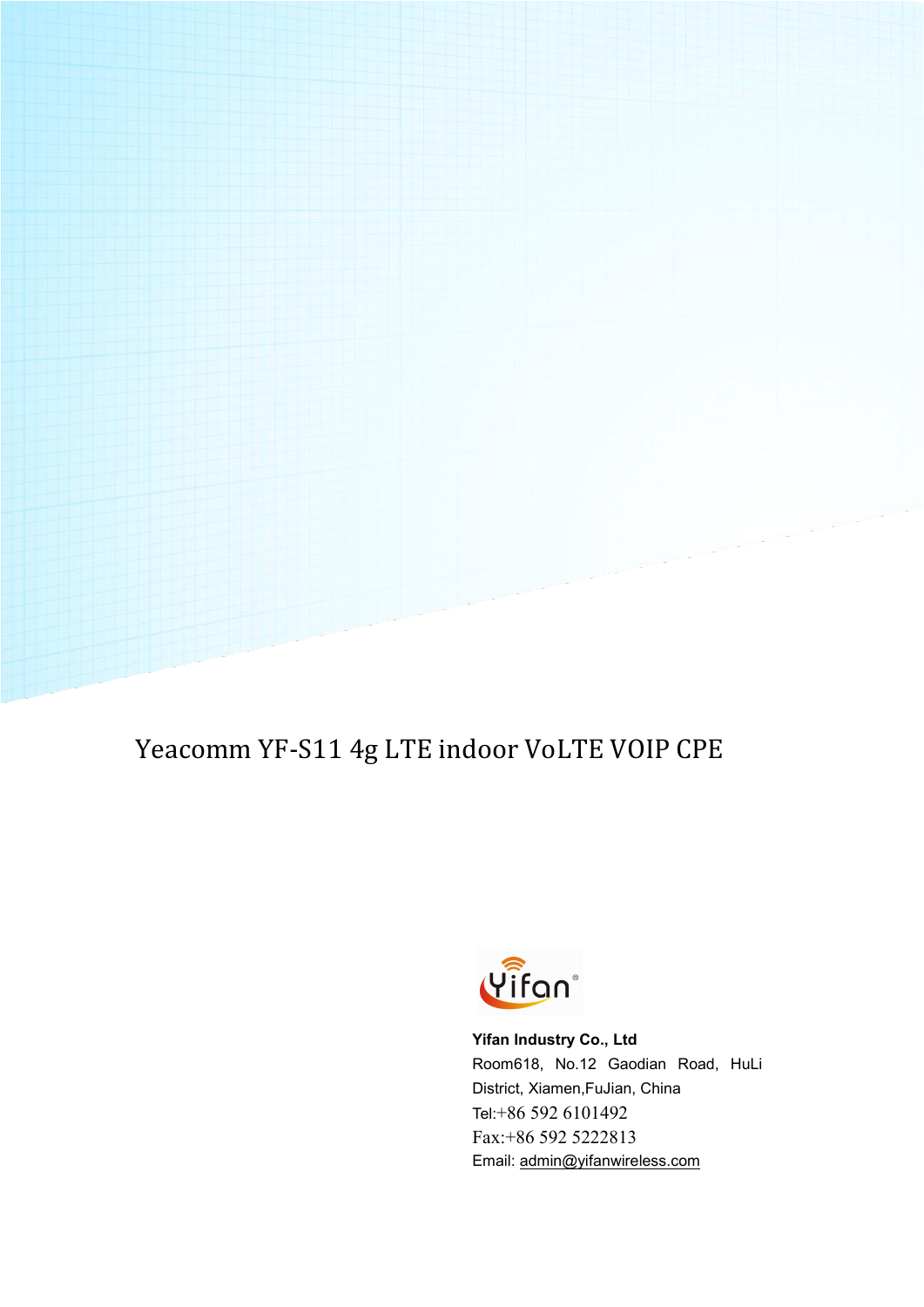# Yeacomm YF-S11 4g LTE indoor VoLTE VOIP CPE

**Yifan Industry Co., Ltd**

Room618, No.12 Gaodian Road, HuLi District, Xiamen,FuJian, China

Tel:+86 592 6101492

Fax:+86 592 5222813

Email: admin@yifanwireless.com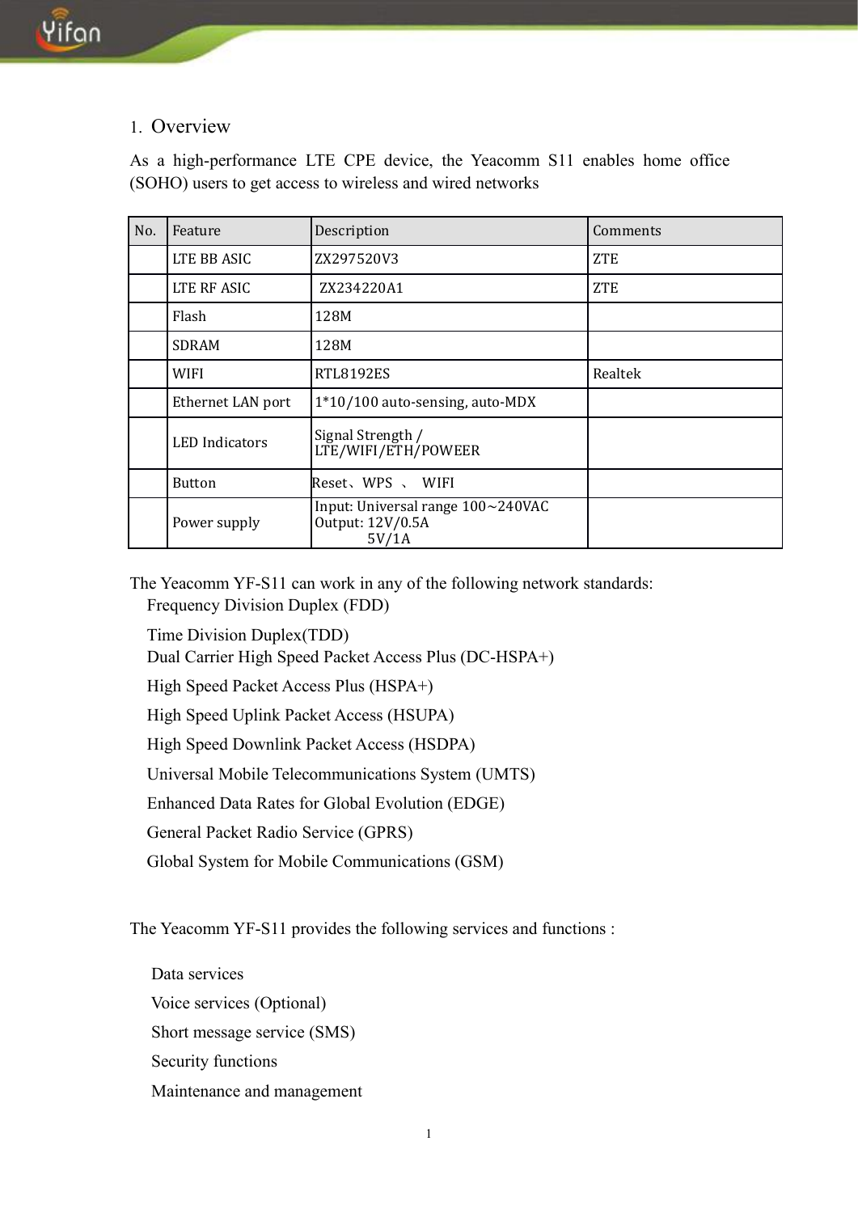## 1. Overview

As a high-performance LTE CPE device, the Yeacomm S11 enables home office (SOHO) users to get access to wireless and wired networks

| No. | Feature | Description | Comments |
|---|---|---|---|
| | LTE BB ASIC | ZX297520V3 | ZTE |
| | LTE RF ASIC | ZX234220A1 | ZTE |
| | Flash | 128M | |
| | SDRAM | 128M | |
| | WIFI | RTL8192ES | Realtek |
| | Ethernet LAN port | 1*10/100 auto-sensing, auto-MDX | |
| | LED Indicators | Signal Strength / LTE/WIFI/ETH/POWEER | |
| | Button | Reset、WPS 、 WIFI | |
| | Power supply | Input: Universal range 100~240VAC<br>Output: 12V/0.5A<br>5V/1A | |

The Yeacomm YF-S11 can work in any of the following network standards:

- Frequency Division Duplex (FDD)
- Time Division Duplex(TDD)
- Dual Carrier High Speed Packet Access Plus (DC-HSPA+)
- High Speed Packet Access Plus (HSPA+)
- High Speed Uplink Packet Access (HSUPA)
- High Speed Downlink Packet Access (HSDPA)
- Universal Mobile Telecommunications System (UMTS)
- Enhanced Data Rates for Global Evolution (EDGE)
- General Packet Radio Service (GPRS)
- Global System for Mobile Communications (GSM)

The Yeacomm YF-S11 provides the following services and functions :

- Data services
- Voice services (Optional)
- Short message service (SMS)
- Security functions
- Maintenance and management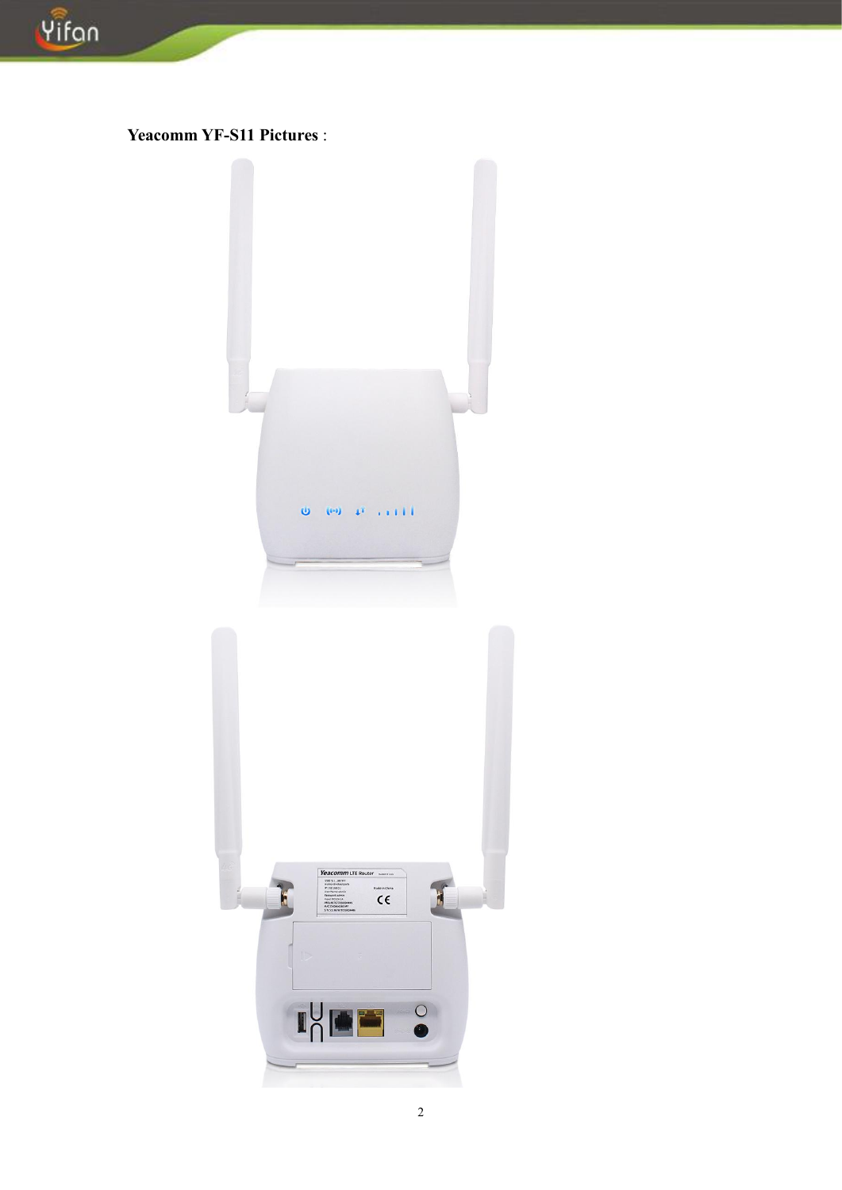**Yeacomm YF-S11 Pictures** :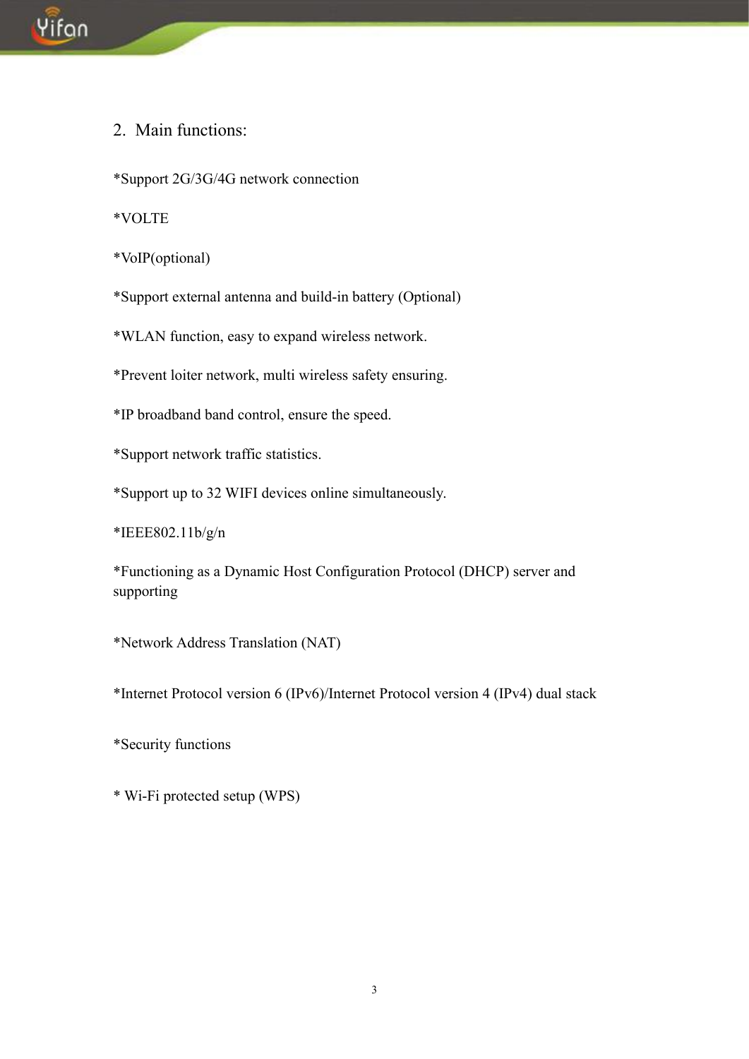## 2. Main functions:

*Support 2G/3G/4G network connection

*VOLTE

*VoIP(optional)

*Support external antenna and build-in battery (Optional)

*WLAN function, easy to expand wireless network.

*Prevent loiter network, multi wireless safety ensuring.

*IP broadband band control, ensure the speed.

*Support network traffic statistics.

*Support up to 32 WIFI devices online simultaneously.

*IEEE802.11b/g/n

*Functioning as a Dynamic Host Configuration Protocol (DHCP) server and supporting

*Network Address Translation (NAT)

*Internet Protocol version 6 (IPv6)/Internet Protocol version 4 (IPv4) dual stack

*Security functions

* Wi-Fi protected setup (WPS)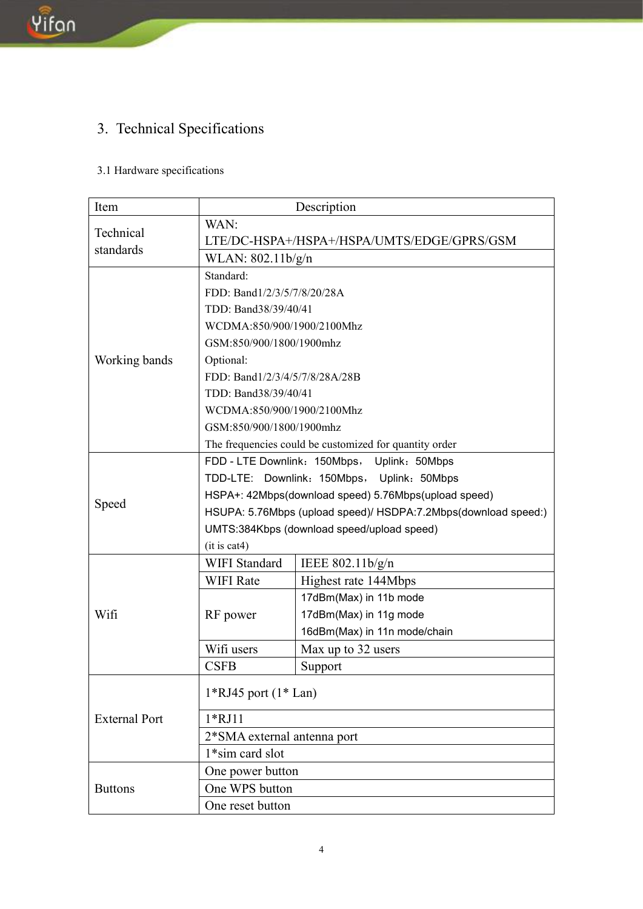# 3. Technical Specifications

## 3.1 Hardware specifications

| Item | Description | |
|---|---|---|
| Technical standards | WAN: LTE/DC-HSPA+/HSPA+/HSPA/UMTS/EDGE/GPRS/GSM | |
| | WLAN: 802.11b/g/n | |
| Working bands | Standard:<br>FDD: Band1/2/3/5/7/8/20/28A<br>TDD: Band38/39/40/41<br>WCDMA:850/900/1900/2100Mhz<br>GSM:850/900/1800/1900mhz<br>Optional:<br>FDD: Band1/2/3/4/5/7/8/28A/28B<br>TDD: Band38/39/40/41<br>WCDMA:850/900/1900/2100Mhz<br>GSM:850/900/1800/1900mhz<br>The frequencies could be customized for quantity order | |
| Speed | FDD - LTE Downlink：150Mbps， Uplink：50Mbps<br>TDD-LTE: Downlink：150Mbps， Uplink：50Mbps<br>HSPA+: 42Mbps(download speed) 5.76Mbps(upload speed)<br>HSUPA: 5.76Mbps (upload speed)/ HSDPA:7.2Mbps(download speed:)<br>UMTS:384Kbps (download speed/upload speed)<br>(it is cat4) | |
| Wifi | WIFI Standard | IEEE 802.11b/g/n |
| | WIFI Rate | Highest rate 144Mbps |
| | RF power | 17dBm(Max) in 11b mode<br>17dBm(Max) in 11g mode<br>16dBm(Max) in 11n mode/chain |
| | Wifi users | Max up to 32 users |
| | CSFB | Support |
| External Port | 1*RJ45 port (1* Lan) | |
| | 1*RJ11 | |
| | 2*SMA external antenna port | |
| | 1*sim card slot | |
| Buttons | One power button | |
| | One WPS button | |
| | One reset button | |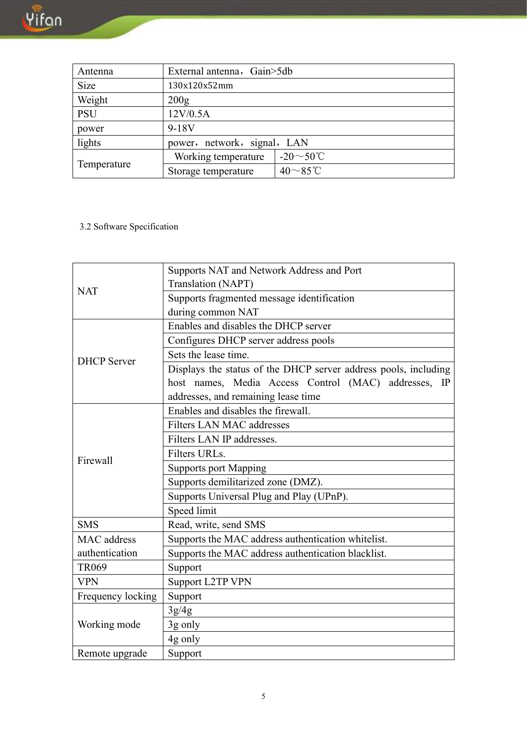| Antenna | External antenna，Gain>5db | |
|---|---|---|
| Size | 130x120x52mm | |
| Weight | 200g | |
| PSU | 12V/0.5A | |
| power | 9-18V | |
| lights | power，network，signal，LAN | |
| Temperature | Working temperature | -20～50℃ |
| | Storage temperature | 40～85℃ |

3.2 Software Specification

| NAT | Supports NAT and Network Address and Port Translation (NAPT) |
|---|---|
| | Supports fragmented message identification during common NAT |
| DHCP Server | Enables and disables the DHCP server |
| | Configures DHCP server address pools |
| | Sets the lease time. |
| | Displays the status of the DHCP server address pools, including host names, Media Access Control (MAC) addresses, IP addresses, and remaining lease time |
| Firewall | Enables and disables the firewall. |
| | Filters LAN MAC addresses |
| | Filters LAN IP addresses. |
| | Filters URLs. |
| | Supports port Mapping |
| | Supports demilitarized zone (DMZ). |
| | Supports Universal Plug and Play (UPnP). |
| | Speed limit |
| SMS | Read, write, send SMS |
| MAC address authentication | Supports the MAC address authentication whitelist. |
| | Supports the MAC address authentication blacklist. |
| TR069 | Support |
| VPN | Support L2TP VPN |
| Frequency locking | Support |
| Working mode | 3g/4g |
| | 3g only |
| | 4g only |
| Remote upgrade | Support |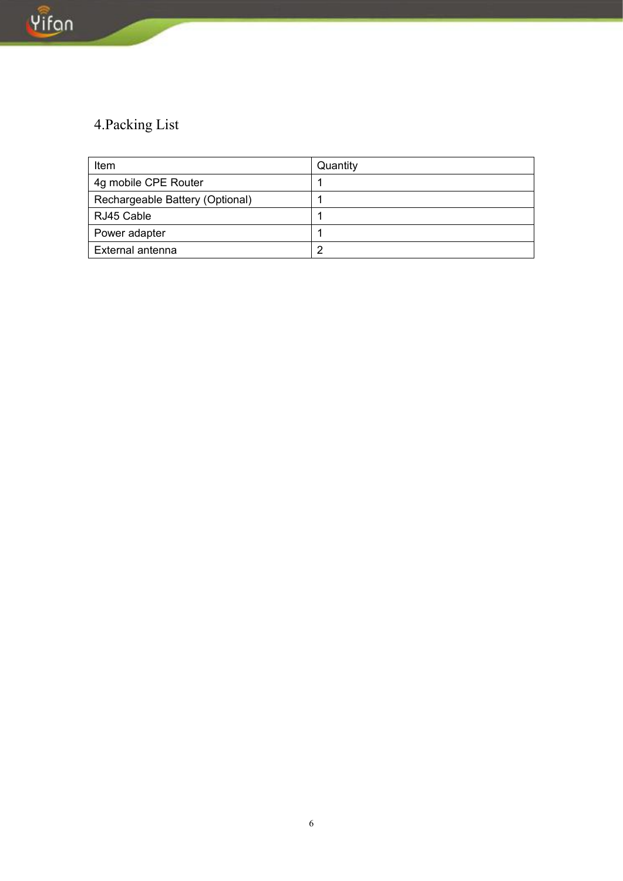## 4.Packing List

| Item | Quantity |
| --- | --- |
| 4g mobile CPE Router | 1 |
| Rechargeable Battery (Optional) | 1 |
| RJ45 Cable | 1 |
| Power adapter | 1 |
| External antenna | 2 |